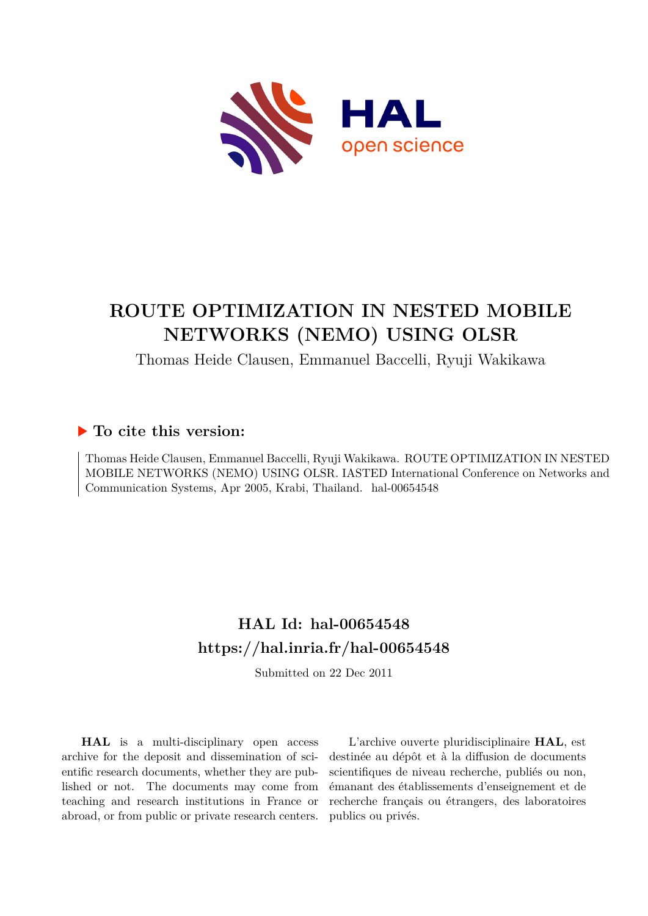HAL open science

# ROUTE OPTIMIZATION IN NESTED MOBILE NETWORKS (NEMO) USING OLSR

Thomas Heide Clausen, Emmanuel Baccelli, Ryuji Wakikawa

## ▶ To cite this version:

Thomas Heide Clausen, Emmanuel Baccelli, Ryuji Wakikawa. ROUTE OPTIMIZATION IN NESTED MOBILE NETWORKS (NEMO) USING OLSR. IASTED International Conference on Networks and Communication Systems, Apr 2005, Krabi, Thailand. hal-00654548

## HAL Id: hal-00654548
## https://hal.inria.fr/hal-00654548

Submitted on 22 Dec 2011

**HAL** is a multi-disciplinary open access archive for the deposit and dissemination of scientific research documents, whether they are published or not. The documents may come from teaching and research institutions in France or abroad, or from public or private research centers.

L'archive ouverte pluridisciplinaire **HAL**, est destinée au dépôt et à la diffusion de documents scientifiques de niveau recherche, publiés ou non, émanant des établissements d'enseignement et de recherche français ou étrangers, des laboratoires publics ou privés.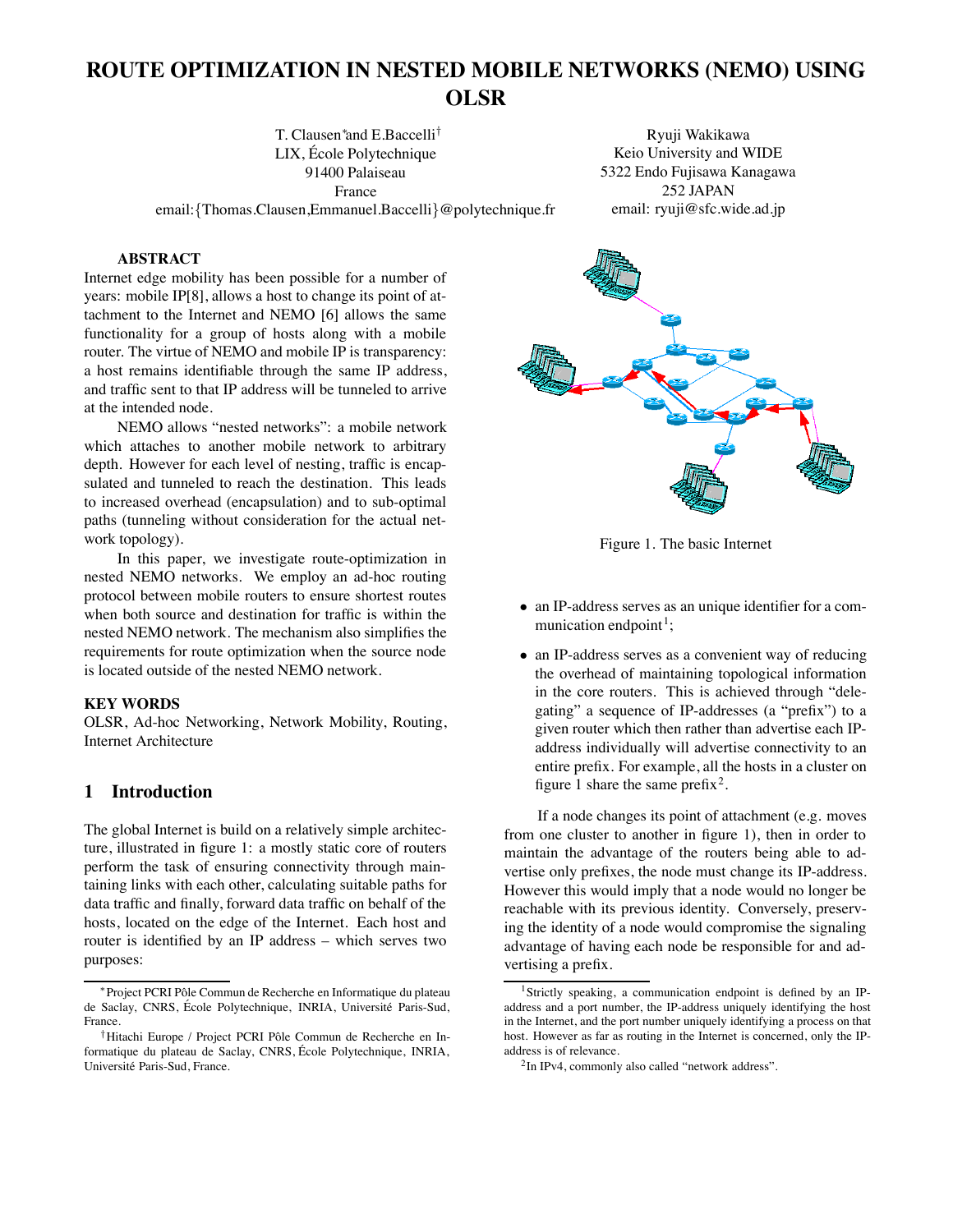# ROUTE OPTIMIZATION IN NESTED MOBILE NETWORKS (NEMO) USING OLSR

T. Clausen[*] and E.Baccelli[†]
LIX, École Polytechnique
91400 Palaiseau
France
email:{Thomas.Clausen,Emmanuel.Baccelli}@polytechnique.fr

Ryuji Wakikawa
Keio University and WIDE
5322 Endo Fujisawa Kanagawa
252 JAPAN
email: ryuji@sfc.wide.ad.jp

### ABSTRACT

Internet edge mobility has been possible for a number of years: mobile IP[8], allows a host to change its point of attachment to the Internet and NEMO [6] allows the same functionality for a group of hosts along with a mobile router. The virtue of NEMO and mobile IP is transparency: a host remains identifiable through the same IP address, and traffic sent to that IP address will be tunneled to arrive at the intended node.

NEMO allows "nested networks": a mobile network which attaches to another mobile network to arbitrary depth. However for each level of nesting, traffic is encapsulated and tunneled to reach the destination. This leads to increased overhead (encapsulation) and to sub-optimal paths (tunneling without consideration for the actual network topology).

In this paper, we investigate route-optimization in nested NEMO networks. We employ an ad-hoc routing protocol between mobile routers to ensure shortest routes when both source and destination for traffic is within the nested NEMO network. The mechanism also simplifies the requirements for route optimization when the source node is located outside of the nested NEMO network.

### KEY WORDS

OLSR, Ad-hoc Networking, Network Mobility, Routing, Internet Architecture

## 1 Introduction

The global Internet is build on a relatively simple architecture, illustrated in figure 1: a mostly static core of routers perform the task of ensuring connectivity through maintaining links with each other, calculating suitable paths for data traffic and finally, forward data traffic on behalf of the hosts, located on the edge of the Internet. Each host and router is identified by an IP address – which serves two purposes:

Figure 1. The basic Internet

- an IP-address serves as an unique identifier for a communication endpoint[1];
- an IP-address serves as a convenient way of reducing the overhead of maintaining topological information in the core routers. This is achieved through "delegating" a sequence of IP-addresses (a "prefix") to a given router which then rather than advertise each IP-address individually will advertise connectivity to an entire prefix. For example, all the hosts in a cluster on figure 1 share the same prefix[2].

If a node changes its point of attachment (e.g. moves from one cluster to another in figure 1), then in order to maintain the advantage of the routers being able to advertise only prefixes, the node must change its IP-address. However this would imply that a node would no longer be reachable with its previous identity. Conversely, preserving the identity of a node would compromise the signaling advantage of having each node be responsible for and advertising a prefix.

---

[*] Project PCRI Pôle Commun de Recherche en Informatique du plateau de Saclay, CNRS, École Polytechnique, INRIA, Université Paris-Sud, France.

[†] Hitachi Europe / Project PCRI Pôle Commun de Recherche en Informatique du plateau de Saclay, CNRS, École Polytechnique, INRIA, Université Paris-Sud, France.

[1] Strictly speaking, a communication endpoint is defined by an IP-address and a port number, the IP-address uniquely identifying the host in the Internet, and the port number uniquely identifying a process on that host. However as far as routing in the Internet is concerned, only the IP-address is of relevance.

[2] In IPv4, commonly also called "network address".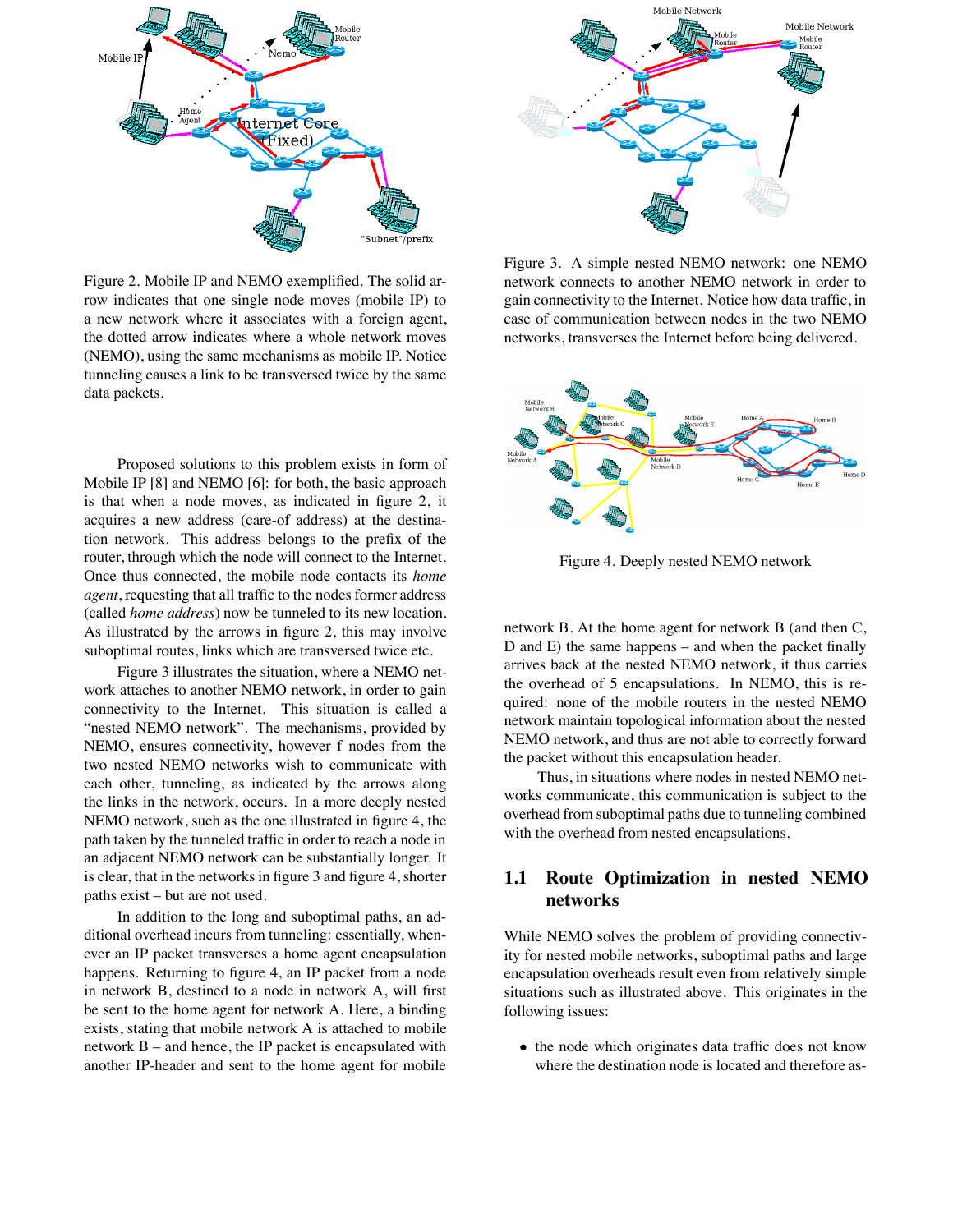Figure 2. Mobile IP and NEMO exemplified. The solid arrow indicates that one single node moves (mobile IP) to a new network where it associates with a foreign agent, the dotted arrow indicates where a whole network moves (NEMO), using the same mechanisms as mobile IP. Notice tunneling causes a link to be transversed twice by the same data packets.

Proposed solutions to this problem exists in form of Mobile IP [8] and NEMO [6]: for both, the basic approach is that when a node moves, as indicated in figure 2, it acquires a new address (care-of address) at the destination network. This address belongs to the prefix of the router, through which the node will connect to the Internet. Once thus connected, the mobile node contacts its *home agent*, requesting that all traffic to the nodes former address (called *home address*) now be tunneled to its new location. As illustrated by the arrows in figure 2, this may involve suboptimal routes, links which are transversed twice etc.

Figure 3 illustrates the situation, where a NEMO network attaches to another NEMO network, in order to gain connectivity to the Internet. This situation is called a "nested NEMO network". The mechanisms, provided by NEMO, ensures connectivity, however f nodes from the two nested NEMO networks wish to communicate with each other, tunneling, as indicated by the arrows along the links in the network, occurs. In a more deeply nested NEMO network, such as the one illustrated in figure 4, the path taken by the tunneled traffic in order to reach a node in an adjacent NEMO network can be substantially longer. It is clear, that in the networks in figure 3 and figure 4, shorter paths exist – but are not used.

In addition to the long and suboptimal paths, an additional overhead incurs from tunneling: essentially, whenever an IP packet transverses a home agent encapsulation happens. Returning to figure 4, an IP packet from a node in network B, destined to a node in network A, will first be sent to the home agent for network A. Here, a binding exists, stating that mobile network A is attached to mobile network B – and hence, the IP packet is encapsulated with another IP-header and sent to the home agent for mobile

Figure 3. A simple nested NEMO network: one NEMO network connects to another NEMO network in order to gain connectivity to the Internet. Notice how data traffic, in case of communication between nodes in the two NEMO networks, transverses the Internet before being delivered.

Figure 4. Deeply nested NEMO network

network B. At the home agent for network B (and then C, D and E) the same happens – and when the packet finally arrives back at the nested NEMO network, it thus carries the overhead of 5 encapsulations. In NEMO, this is required: none of the mobile routers in the nested NEMO network maintain topological information about the nested NEMO network, and thus are not able to correctly forward the packet without this encapsulation header.

Thus, in situations where nodes in nested NEMO networks communicate, this communication is subject to the overhead from suboptimal paths due to tunneling combined with the overhead from nested encapsulations.

### 1.1 Route Optimization in nested NEMO networks

While NEMO solves the problem of providing connectivity for nested mobile networks, suboptimal paths and large encapsulation overheads result even from relatively simple situations such as illustrated above. This originates in the following issues:

- the node which originates data traffic does not know where the destination node is located and therefore as-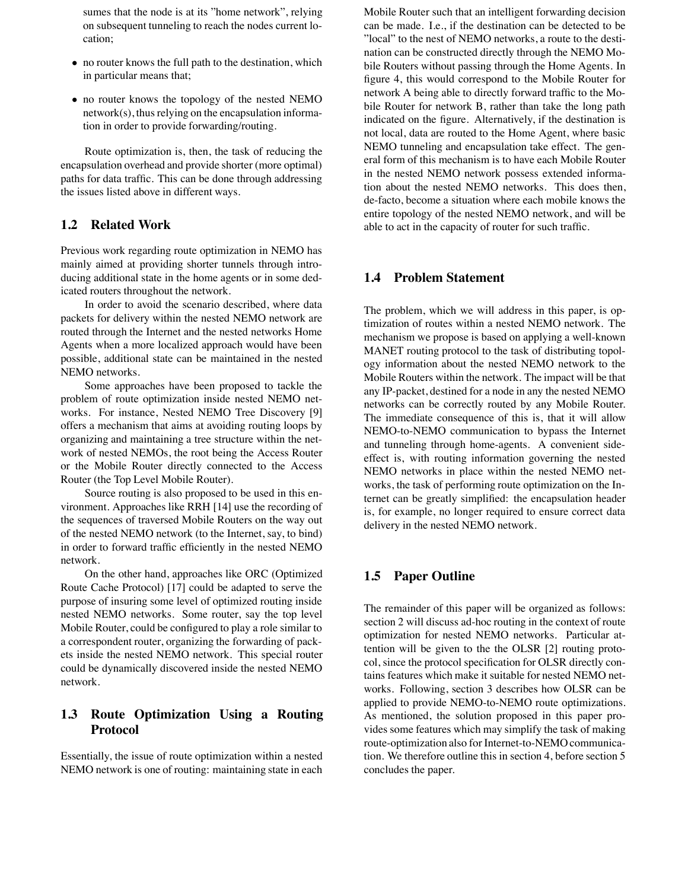sumes that the node is at its "home network", relying on subsequent tunneling to reach the nodes current location;

- no router knows the full path to the destination, which in particular means that;
- no router knows the topology of the nested NEMO network(s), thus relying on the encapsulation information in order to provide forwarding/routing.

Route optimization is, then, the task of reducing the encapsulation overhead and provide shorter (more optimal) paths for data traffic. This can be done through addressing the issues listed above in different ways.

## 1.2 Related Work

Previous work regarding route optimization in NEMO has mainly aimed at providing shorter tunnels through introducing additional state in the home agents or in some dedicated routers throughout the network.

In order to avoid the scenario described, where data packets for delivery within the nested NEMO network are routed through the Internet and the nested networks Home Agents when a more localized approach would have been possible, additional state can be maintained in the nested NEMO networks.

Some approaches have been proposed to tackle the problem of route optimization inside nested NEMO networks. For instance, Nested NEMO Tree Discovery [9] offers a mechanism that aims at avoiding routing loops by organizing and maintaining a tree structure within the network of nested NEMOs, the root being the Access Router or the Mobile Router directly connected to the Access Router (the Top Level Mobile Router).

Source routing is also proposed to be used in this environment. Approaches like RRH [14] use the recording of the sequences of traversed Mobile Routers on the way out of the nested NEMO network (to the Internet, say, to bind) in order to forward traffic efficiently in the nested NEMO network.

On the other hand, approaches like ORC (Optimized Route Cache Protocol) [17] could be adapted to serve the purpose of insuring some level of optimized routing inside nested NEMO networks. Some router, say the top level Mobile Router, could be configured to play a role similar to a correspondent router, organizing the forwarding of packets inside the nested NEMO network. This special router could be dynamically discovered inside the nested NEMO network.

## 1.3 Route Optimization Using a Routing Protocol

Essentially, the issue of route optimization within a nested NEMO network is one of routing: maintaining state in each Mobile Router such that an intelligent forwarding decision can be made. I.e., if the destination can be detected to be "local" to the nest of NEMO networks, a route to the destination can be constructed directly through the NEMO Mobile Routers without passing through the Home Agents. In figure 4, this would correspond to the Mobile Router for network A being able to directly forward traffic to the Mobile Router for network B, rather than take the long path indicated on the figure. Alternatively, if the destination is not local, data are routed to the Home Agent, where basic NEMO tunneling and encapsulation take effect. The general form of this mechanism is to have each Mobile Router in the nested NEMO network possess extended information about the nested NEMO networks. This does then, de-facto, become a situation where each mobile knows the entire topology of the nested NEMO network, and will be able to act in the capacity of router for such traffic.

## 1.4 Problem Statement

The problem, which we will address in this paper, is optimization of routes within a nested NEMO network. The mechanism we propose is based on applying a well-known MANET routing protocol to the task of distributing topology information about the nested NEMO network to the Mobile Routers within the network. The impact will be that any IP-packet, destined for a node in any the nested NEMO networks can be correctly routed by any Mobile Router. The immediate consequence of this is, that it will allow NEMO-to-NEMO communication to bypass the Internet and tunneling through home-agents. A convenient side-effect is, with routing information governing the nested NEMO networks in place within the nested NEMO networks, the task of performing route optimization on the Internet can be greatly simplified: the encapsulation header is, for example, no longer required to ensure correct data delivery in the nested NEMO network.

## 1.5 Paper Outline

The remainder of this paper will be organized as follows: section 2 will discuss ad-hoc routing in the context of route optimization for nested NEMO networks. Particular attention will be given to the the OLSR [2] routing protocol, since the protocol specification for OLSR directly contains features which make it suitable for nested NEMO networks. Following, section 3 describes how OLSR can be applied to provide NEMO-to-NEMO route optimizations. As mentioned, the solution proposed in this paper provides some features which may simplify the task of making route-optimization also for Internet-to-NEMO communication. We therefore outline this in section 4, before section 5 concludes the paper.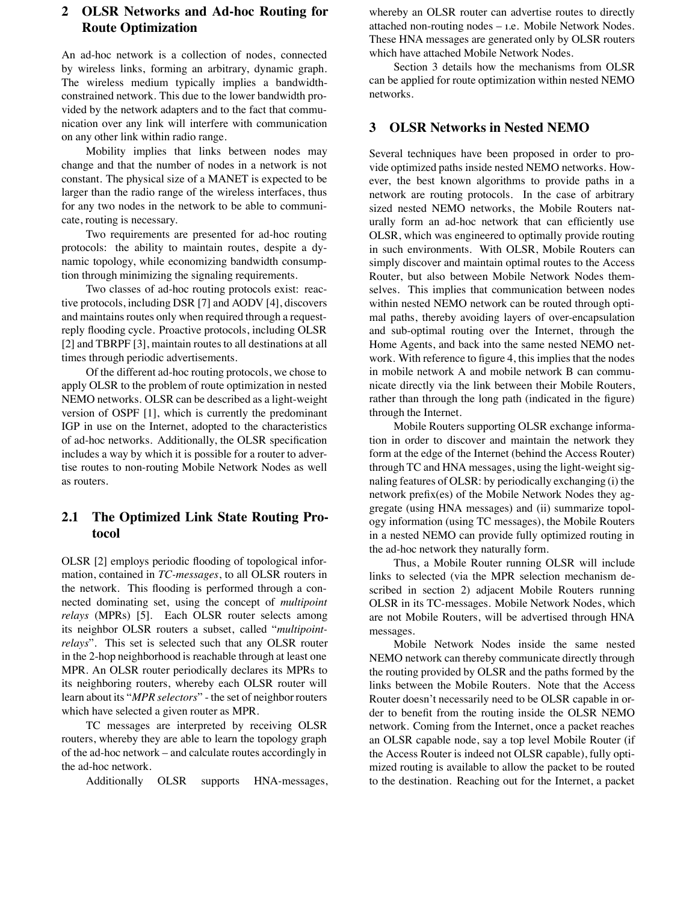## 2 OLSR Networks and Ad-hoc Routing for Route Optimization

An ad-hoc network is a collection of nodes, connected by wireless links, forming an arbitrary, dynamic graph. The wireless medium typically implies a bandwidth-constrained network. This due to the lower bandwidth provided by the network adapters and to the fact that communication over any link will interfere with communication on any other link within radio range.

Mobility implies that links between nodes may change and that the number of nodes in a network is not constant. The physical size of a MANET is expected to be larger than the radio range of the wireless interfaces, thus for any two nodes in the network to be able to communicate, routing is necessary.

Two requirements are presented for ad-hoc routing protocols: the ability to maintain routes, despite a dynamic topology, while economizing bandwidth consumption through minimizing the signaling requirements.

Two classes of ad-hoc routing protocols exist: reactive protocols, including DSR [7] and AODV [4], discovers and maintains routes only when required through a request-reply flooding cycle. Proactive protocols, including OLSR [2] and TBRPF [3], maintain routes to all destinations at all times through periodic advertisements.

Of the different ad-hoc routing protocols, we chose to apply OLSR to the problem of route optimization in nested NEMO networks. OLSR can be described as a light-weight version of OSPF [1], which is currently the predominant IGP in use on the Internet, adopted to the characteristics of ad-hoc networks. Additionally, the OLSR specification includes a way by which it is possible for a router to advertise routes to non-routing Mobile Network Nodes as well as routers.

### 2.1 The Optimized Link State Routing Protocol

OLSR [2] employs periodic flooding of topological information, contained in *TC-messages*, to all OLSR routers in the network. This flooding is performed through a connected dominating set, using the concept of *multipoint relays* (MPRs) [5]. Each OLSR router selects among its neighbor OLSR routers a subset, called "*multipoint-relays*". This set is selected such that any OLSR router in the 2-hop neighborhood is reachable through at least one MPR. An OLSR router periodically declares its MPRs to its neighboring routers, whereby each OLSR router will learn about its "*MPR selectors*" - the set of neighbor routers which have selected a given router as MPR.

TC messages are interpreted by receiving OLSR routers, whereby they are able to learn the topology graph of the ad-hoc network – and calculate routes accordingly in the ad-hoc network.

Additionally OLSR supports HNA-messages, whereby an OLSR router can advertise routes to directly attached non-routing nodes – i.e. Mobile Network Nodes. These HNA messages are generated only by OLSR routers which have attached Mobile Network Nodes.

Section 3 details how the mechanisms from OLSR can be applied for route optimization within nested NEMO networks.

## 3 OLSR Networks in Nested NEMO

Several techniques have been proposed in order to provide optimized paths inside nested NEMO networks. However, the best known algorithms to provide paths in a network are routing protocols. In the case of arbitrary sized nested NEMO networks, the Mobile Routers naturally form an ad-hoc network that can efficiently use OLSR, which was engineered to optimally provide routing in such environments. With OLSR, Mobile Routers can simply discover and maintain optimal routes to the Access Router, but also between Mobile Network Nodes themselves. This implies that communication between nodes within nested NEMO network can be routed through optimal paths, thereby avoiding layers of over-encapsulation and sub-optimal routing over the Internet, through the Home Agents, and back into the same nested NEMO network. With reference to figure 4, this implies that the nodes in mobile network A and mobile network B can communicate directly via the link between their Mobile Routers, rather than through the long path (indicated in the figure) through the Internet.

Mobile Routers supporting OLSR exchange information in order to discover and maintain the network they form at the edge of the Internet (behind the Access Router) through TC and HNA messages, using the light-weight signaling features of OLSR: by periodically exchanging (i) the network prefix(es) of the Mobile Network Nodes they aggregate (using HNA messages) and (ii) summarize topology information (using TC messages), the Mobile Routers in a nested NEMO can provide fully optimized routing in the ad-hoc network they naturally form.

Thus, a Mobile Router running OLSR will include links to selected (via the MPR selection mechanism described in section 2) adjacent Mobile Routers running OLSR in its TC-messages. Mobile Network Nodes, which are not Mobile Routers, will be advertised through HNA messages.

Mobile Network Nodes inside the same nested NEMO network can thereby communicate directly through the routing provided by OLSR and the paths formed by the links between the Mobile Routers. Note that the Access Router doesn't necessarily need to be OLSR capable in order to benefit from the routing inside the OLSR NEMO network. Coming from the Internet, once a packet reaches an OLSR capable node, say a top level Mobile Router (if the Access Router is indeed not OLSR capable), fully optimized routing is available to allow the packet to be routed to the destination. Reaching out for the Internet, a packet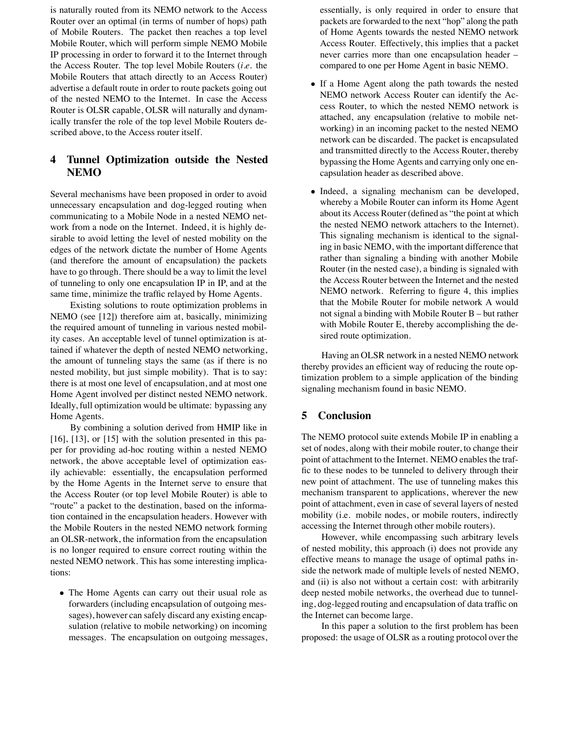is naturally routed from its NEMO network to the Access Router over an optimal (in terms of number of hops) path of Mobile Routers. The packet then reaches a top level Mobile Router, which will perform simple NEMO Mobile IP processing in order to forward it to the Internet through the Access Router. The top level Mobile Routers (*i.e.* the Mobile Routers that attach directly to an Access Router) advertise a default route in order to route packets going out of the nested NEMO to the Internet. In case the Access Router is OLSR capable, OLSR will naturally and dynamically transfer the role of the top level Mobile Routers described above, to the Access router itself.

## 4 Tunnel Optimization outside the Nested NEMO

Several mechanisms have been proposed in order to avoid unnecessary encapsulation and dog-legged routing when communicating to a Mobile Node in a nested NEMO network from a node on the Internet. Indeed, it is highly desirable to avoid letting the level of nested mobility on the edges of the network dictate the number of Home Agents (and therefore the amount of encapsulation) the packets have to go through. There should be a way to limit the level of tunneling to only one encapsulation IP in IP, and at the same time, minimize the traffic relayed by Home Agents.

Existing solutions to route optimization problems in NEMO (see [12]) therefore aim at, basically, minimizing the required amount of tunneling in various nested mobility cases. An acceptable level of tunnel optimization is attained if whatever the depth of nested NEMO networking, the amount of tunneling stays the same (as if there is no nested mobility, but just simple mobility). That is to say: there is at most one level of encapsulation, and at most one Home Agent involved per distinct nested NEMO network. Ideally, full optimization would be ultimate: bypassing any Home Agents.

By combining a solution derived from HMIP like in [16], [13], or [15] with the solution presented in this paper for providing ad-hoc routing within a nested NEMO network, the above acceptable level of optimization easily achievable: essentially, the encapsulation performed by the Home Agents in the Internet serve to ensure that the Access Router (or top level Mobile Router) is able to "route" a packet to the destination, based on the information contained in the encapsulation headers. However with the Mobile Routers in the nested NEMO network forming an OLSR-network, the information from the encapsulation is no longer required to ensure correct routing within the nested NEMO network. This has some interesting implications:

- The Home Agents can carry out their usual role as forwarders (including encapsulation of outgoing messages), however can safely discard any existing encapsulation (relative to mobile networking) on incoming messages. The encapsulation on outgoing messages, essentially, is only required in order to ensure that packets are forwarded to the next "hop" along the path of Home Agents towards the nested NEMO network Access Router. Effectively, this implies that a packet never carries more than one encapsulation header – compared to one per Home Agent in basic NEMO.
- If a Home Agent along the path towards the nested NEMO network Access Router can identify the Access Router, to which the nested NEMO network is attached, any encapsulation (relative to mobile networking) in an incoming packet to the nested NEMO network can be discarded. The packet is encapsulated and transmitted directly to the Access Router, thereby bypassing the Home Agents and carrying only one encapsulation header as described above.
- Indeed, a signaling mechanism can be developed, whereby a Mobile Router can inform its Home Agent about its Access Router (defined as "the point at which the nested NEMO network attachers to the Internet). This signaling mechanism is identical to the signaling in basic NEMO, with the important difference that rather than signaling a binding with another Mobile Router (in the nested case), a binding is signaled with the Access Router between the Internet and the nested NEMO network. Referring to figure 4, this implies that the Mobile Router for mobile network A would not signal a binding with Mobile Router B – but rather with Mobile Router E, thereby accomplishing the desired route optimization.

Having an OLSR network in a nested NEMO network thereby provides an efficient way of reducing the route optimization problem to a simple application of the binding signaling mechanism found in basic NEMO.

## 5 Conclusion

The NEMO protocol suite extends Mobile IP in enabling a set of nodes, along with their mobile router, to change their point of attachment to the Internet. NEMO enables the traffic to these nodes to be tunneled to delivery through their new point of attachment. The use of tunneling makes this mechanism transparent to applications, wherever the new point of attachment, even in case of several layers of nested mobility (i.e. mobile nodes, or mobile routers, indirectly accessing the Internet through other mobile routers).

However, while encompassing such arbitrary levels of nested mobility, this approach (i) does not provide any effective means to manage the usage of optimal paths inside the network made of multiple levels of nested NEMO, and (ii) is also not without a certain cost: with arbitrarily deep nested mobile networks, the overhead due to tunneling, dog-legged routing and encapsulation of data traffic on the Internet can become large.

In this paper a solution to the first problem has been proposed: the usage of OLSR as a routing protocol over the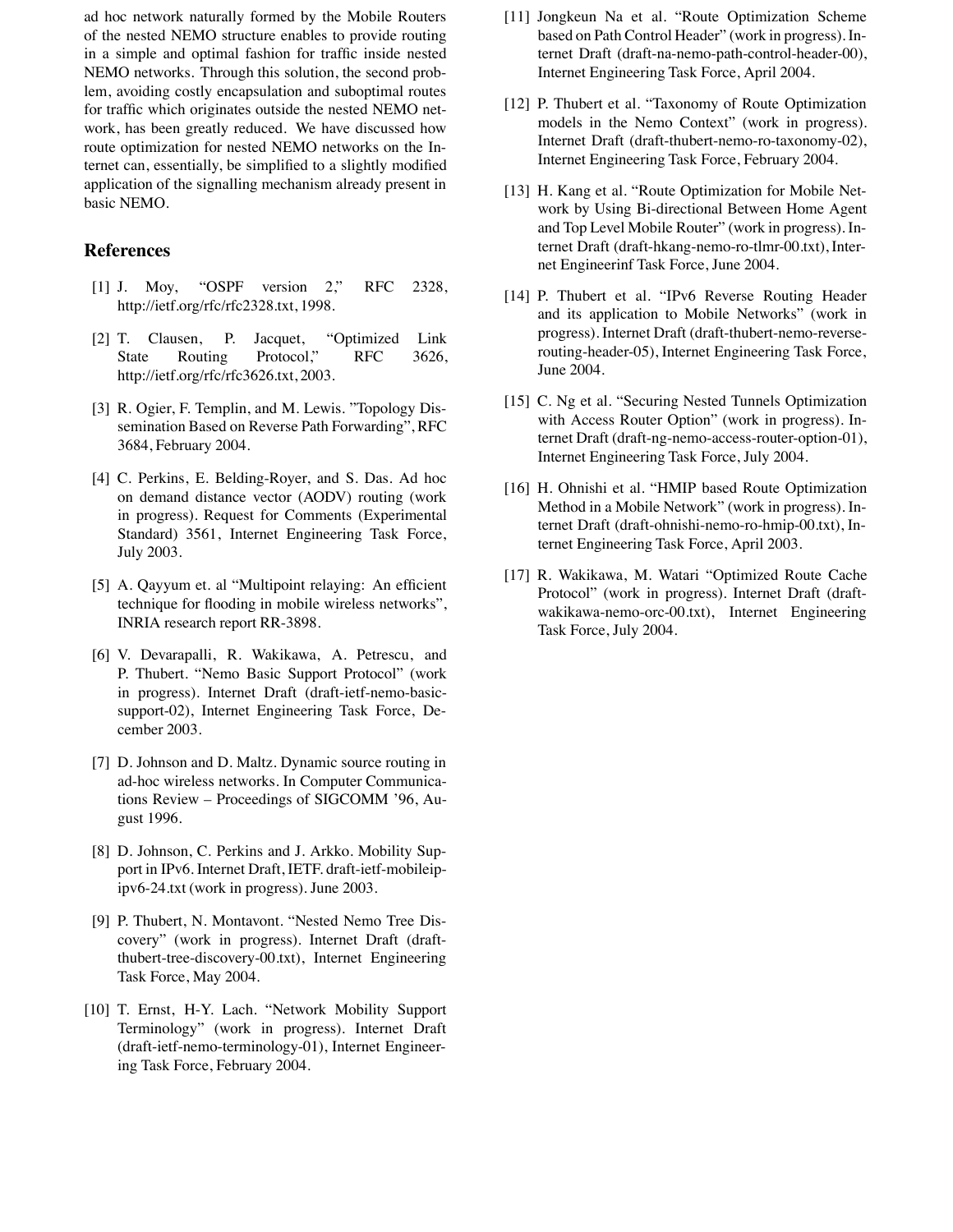ad hoc network naturally formed by the Mobile Routers of the nested NEMO structure enables to provide routing in a simple and optimal fashion for traffic inside nested NEMO networks. Through this solution, the second problem, avoiding costly encapsulation and suboptimal routes for traffic which originates outside the nested NEMO network, has been greatly reduced. We have discussed how route optimization for nested NEMO networks on the Internet can, essentially, be simplified to a slightly modified application of the signalling mechanism already present in basic NEMO.

## References

[1] J. Moy, "OSPF version 2," RFC 2328, http://ietf.org/rfc/rfc2328.txt, 1998.

[2] T. Clausen, P. Jacquet, "Optimized Link State Routing Protocol," RFC 3626, http://ietf.org/rfc/rfc3626.txt, 2003.

[3] R. Ogier, F. Templin, and M. Lewis. "Topology Dissemination Based on Reverse Path Forwarding", RFC 3684, February 2004.

[4] C. Perkins, E. Belding-Royer, and S. Das. Ad hoc on demand distance vector (AODV) routing (work in progress). Request for Comments (Experimental Standard) 3561, Internet Engineering Task Force, July 2003.

[5] A. Qayyum et. al "Multipoint relaying: An efficient technique for flooding in mobile wireless networks", INRIA research report RR-3898.

[6] V. Devarapalli, R. Wakikawa, A. Petrescu, and P. Thubert. "Nemo Basic Support Protocol" (work in progress). Internet Draft (draft-ietf-nemo-basic-support-02), Internet Engineering Task Force, December 2003.

[7] D. Johnson and D. Maltz. Dynamic source routing in ad-hoc wireless networks. In Computer Communications Review – Proceedings of SIGCOMM '96, August 1996.

[8] D. Johnson, C. Perkins and J. Arkko. Mobility Support in IPv6. Internet Draft, IETF. draft-ietf-mobileip-ipv6-24.txt (work in progress). June 2003.

[9] P. Thubert, N. Montavont. "Nested Nemo Tree Discovery" (work in progress). Internet Draft (draft-thubert-tree-discovery-00.txt), Internet Engineering Task Force, May 2004.

[10] T. Ernst, H-Y. Lach. "Network Mobility Support Terminology" (work in progress). Internet Draft (draft-ietf-nemo-terminology-01), Internet Engineering Task Force, February 2004.

[11] Jongkeun Na et al. "Route Optimization Scheme based on Path Control Header" (work in progress). Internet Draft (draft-na-nemo-path-control-header-00), Internet Engineering Task Force, April 2004.

[12] P. Thubert et al. "Taxonomy of Route Optimization models in the Nemo Context" (work in progress). Internet Draft (draft-thubert-nemo-ro-taxonomy-02), Internet Engineering Task Force, February 2004.

[13] H. Kang et al. "Route Optimization for Mobile Network by Using Bi-directional Between Home Agent and Top Level Mobile Router" (work in progress). Internet Draft (draft-hkang-nemo-ro-tlmr-00.txt), Internet Engineerinf Task Force, June 2004.

[14] P. Thubert et al. "IPv6 Reverse Routing Header and its application to Mobile Networks" (work in progress). Internet Draft (draft-thubert-nemo-reverse-routing-header-05), Internet Engineering Task Force, June 2004.

[15] C. Ng et al. "Securing Nested Tunnels Optimization with Access Router Option" (work in progress). Internet Draft (draft-ng-nemo-access-router-option-01), Internet Engineering Task Force, July 2004.

[16] H. Ohnishi et al. "HMIP based Route Optimization Method in a Mobile Network" (work in progress). Internet Draft (draft-ohnishi-nemo-ro-hmip-00.txt), Internet Engineering Task Force, April 2003.

[17] R. Wakikawa, M. Watari "Optimized Route Cache Protocol" (work in progress). Internet Draft (draft-wakikawa-nemo-orc-00.txt), Internet Engineering Task Force, July 2004.